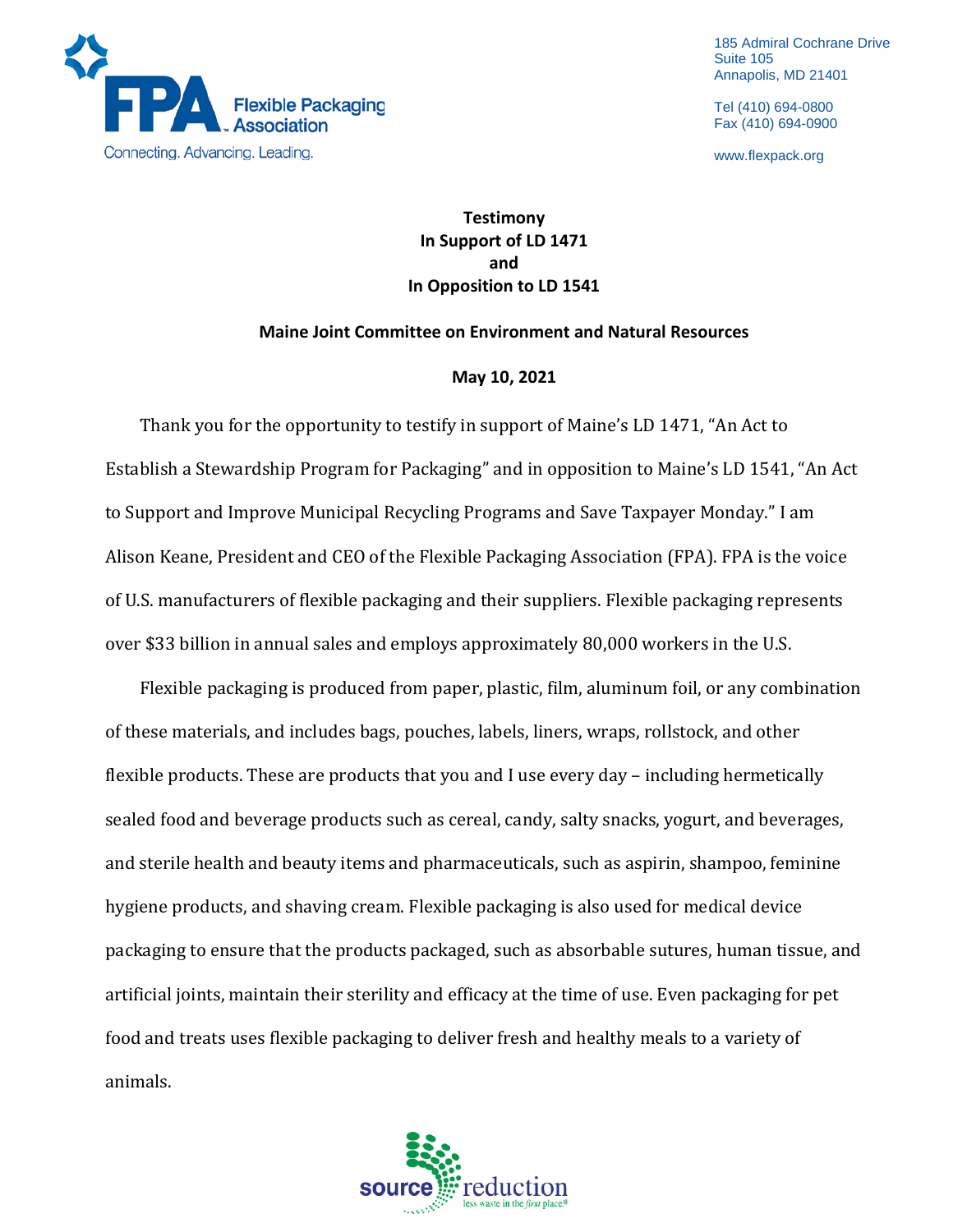Flexible Packaging Association
Connecting. Advancing. Leading.

185 Admiral Cochrane Drive
Suite 105
Annapolis, MD 21401

Tel (410) 694-0800
Fax (410) 694-0900

www.flexpack.org

**Testimony**
**In Support of LD 1471**
**and**
**In Opposition to LD 1541**

**Maine Joint Committee on Environment and Natural Resources**

**May 10, 2021**

Thank you for the opportunity to testify in support of Maine's LD 1471, "An Act to Establish a Stewardship Program for Packaging" and in opposition to Maine's LD 1541, "An Act to Support and Improve Municipal Recycling Programs and Save Taxpayer Monday." I am Alison Keane, President and CEO of the Flexible Packaging Association (FPA). FPA is the voice of U.S. manufacturers of flexible packaging and their suppliers. Flexible packaging represents over $33 billion in annual sales and employs approximately 80,000 workers in the U.S.

Flexible packaging is produced from paper, plastic, film, aluminum foil, or any combination of these materials, and includes bags, pouches, labels, liners, wraps, rollstock, and other flexible products. These are products that you and I use every day – including hermetically sealed food and beverage products such as cereal, candy, salty snacks, yogurt, and beverages, and sterile health and beauty items and pharmaceuticals, such as aspirin, shampoo, feminine hygiene products, and shaving cream. Flexible packaging is also used for medical device packaging to ensure that the products packaged, such as absorbable sutures, human tissue, and artificial joints, maintain their sterility and efficacy at the time of use. Even packaging for pet food and treats uses flexible packaging to deliver fresh and healthy meals to a variety of animals.

source reduction
less waste in the *first place*®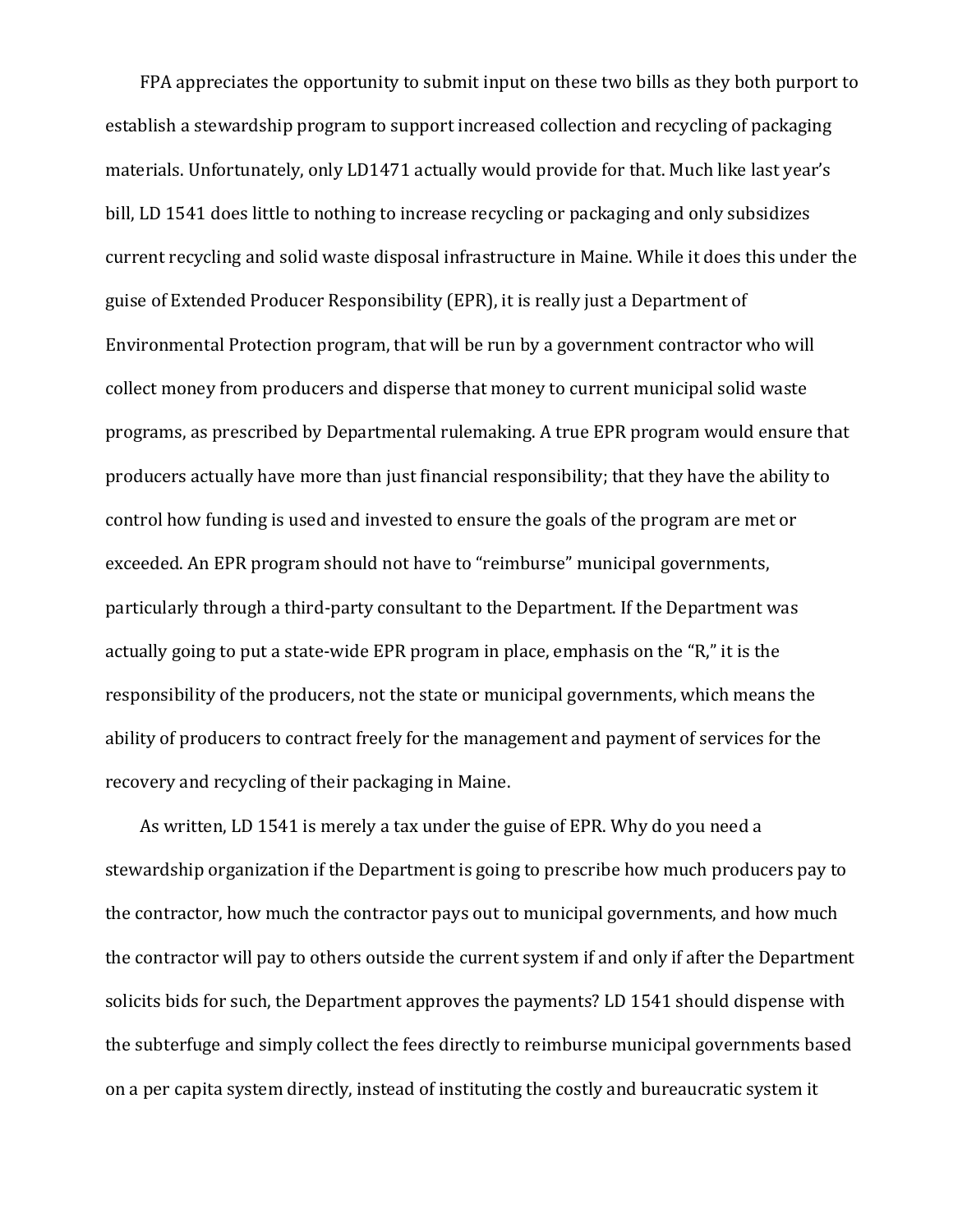FPA appreciates the opportunity to submit input on these two bills as they both purport to establish a stewardship program to support increased collection and recycling of packaging materials. Unfortunately, only LD1471 actually would provide for that. Much like last year's bill, LD 1541 does little to nothing to increase recycling or packaging and only subsidizes current recycling and solid waste disposal infrastructure in Maine. While it does this under the guise of Extended Producer Responsibility (EPR), it is really just a Department of Environmental Protection program, that will be run by a government contractor who will collect money from producers and disperse that money to current municipal solid waste programs, as prescribed by Departmental rulemaking. A true EPR program would ensure that producers actually have more than just financial responsibility; that they have the ability to control how funding is used and invested to ensure the goals of the program are met or exceeded. An EPR program should not have to "reimburse" municipal governments, particularly through a third-party consultant to the Department. If the Department was actually going to put a state-wide EPR program in place, emphasis on the "R," it is the responsibility of the producers, not the state or municipal governments, which means the ability of producers to contract freely for the management and payment of services for the recovery and recycling of their packaging in Maine.

As written, LD 1541 is merely a tax under the guise of EPR. Why do you need a stewardship organization if the Department is going to prescribe how much producers pay to the contractor, how much the contractor pays out to municipal governments, and how much the contractor will pay to others outside the current system if and only if after the Department solicits bids for such, the Department approves the payments? LD 1541 should dispense with the subterfuge and simply collect the fees directly to reimburse municipal governments based on a per capita system directly, instead of instituting the costly and bureaucratic system it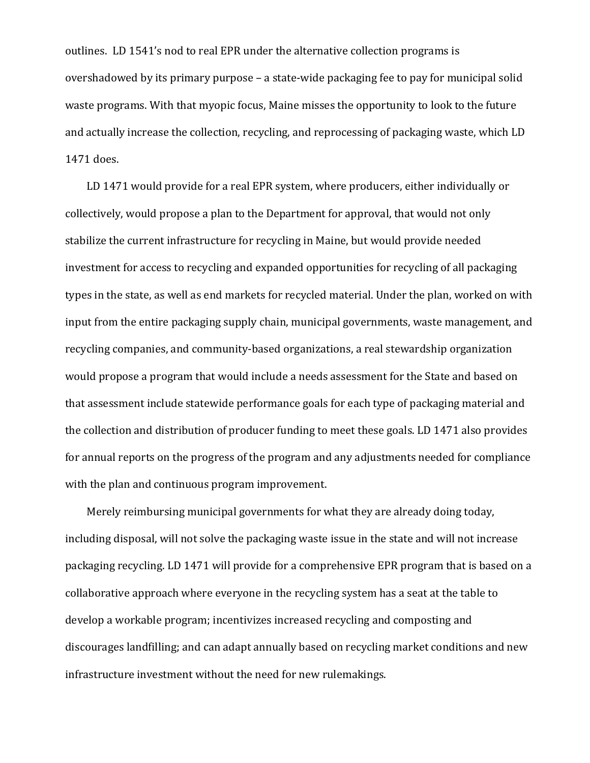outlines. LD 1541's nod to real EPR under the alternative collection programs is overshadowed by its primary purpose – a state-wide packaging fee to pay for municipal solid waste programs. With that myopic focus, Maine misses the opportunity to look to the future and actually increase the collection, recycling, and reprocessing of packaging waste, which LD 1471 does.

LD 1471 would provide for a real EPR system, where producers, either individually or collectively, would propose a plan to the Department for approval, that would not only stabilize the current infrastructure for recycling in Maine, but would provide needed investment for access to recycling and expanded opportunities for recycling of all packaging types in the state, as well as end markets for recycled material. Under the plan, worked on with input from the entire packaging supply chain, municipal governments, waste management, and recycling companies, and community-based organizations, a real stewardship organization would propose a program that would include a needs assessment for the State and based on that assessment include statewide performance goals for each type of packaging material and the collection and distribution of producer funding to meet these goals. LD 1471 also provides for annual reports on the progress of the program and any adjustments needed for compliance with the plan and continuous program improvement.

Merely reimbursing municipal governments for what they are already doing today, including disposal, will not solve the packaging waste issue in the state and will not increase packaging recycling. LD 1471 will provide for a comprehensive EPR program that is based on a collaborative approach where everyone in the recycling system has a seat at the table to develop a workable program; incentivizes increased recycling and composting and discourages landfilling; and can adapt annually based on recycling market conditions and new infrastructure investment without the need for new rulemakings.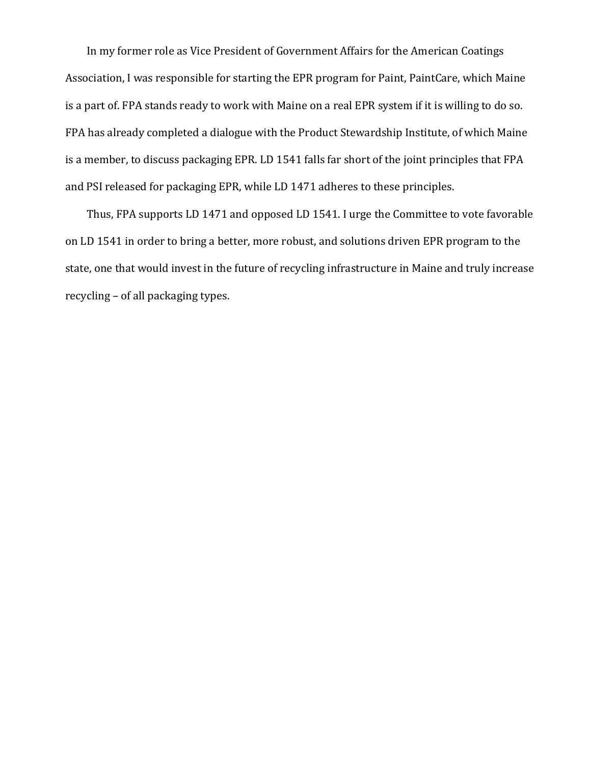In my former role as Vice President of Government Affairs for the American Coatings Association, I was responsible for starting the EPR program for Paint, PaintCare, which Maine is a part of. FPA stands ready to work with Maine on a real EPR system if it is willing to do so. FPA has already completed a dialogue with the Product Stewardship Institute, of which Maine is a member, to discuss packaging EPR. LD 1541 falls far short of the joint principles that FPA and PSI released for packaging EPR, while LD 1471 adheres to these principles.

Thus, FPA supports LD 1471 and opposed LD 1541. I urge the Committee to vote favorable on LD 1541 in order to bring a better, more robust, and solutions driven EPR program to the state, one that would invest in the future of recycling infrastructure in Maine and truly increase recycling – of all packaging types.